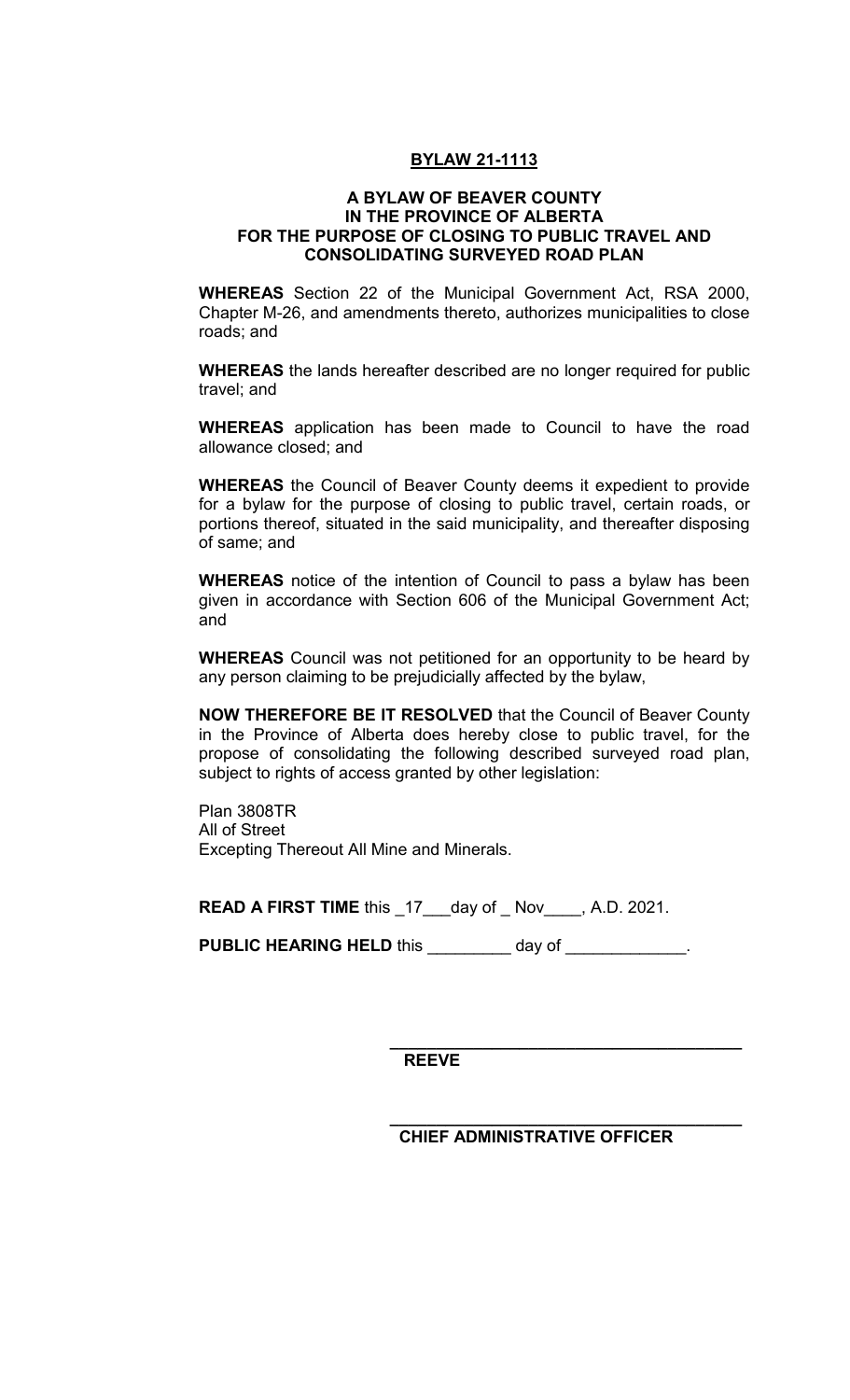# BYLAW 21-1113

## A BYLAW OF BEAVER COUNTY IN THE PROVINCE OF ALBERTA FOR THE PURPOSE OF CLOSING TO PUBLIC TRAVEL AND CONSOLIDATING SURVEYED ROAD PLAN

**WHEREAS** Section 22 of the Municipal Government Act, RSA 2000, Chapter M-26, and amendments thereto, authorizes municipalities to close roads; and

**WHEREAS** the lands hereafter described are no longer required for public travel; and

**WHEREAS** application has been made to Council to have the road allowance closed; and

**WHEREAS** the Council of Beaver County deems it expedient to provide for a bylaw for the purpose of closing to public travel, certain roads, or portions thereof, situated in the said municipality, and thereafter disposing of same; and

**WHEREAS** notice of the intention of Council to pass a bylaw has been given in accordance with Section 606 of the Municipal Government Act; and

**WHEREAS** Council was not petitioned for an opportunity to be heard by any person claiming to be prejudicially affected by the bylaw,

**NOW THEREFORE BE IT RESOLVED** that the Council of Beaver County in the Province of Alberta does hereby close to public travel, for the propose of consolidating the following described surveyed road plan, subject to rights of access granted by other legislation:

Plan 3808TR
All of Street
Excepting Thereout All Mine and Minerals.

**READ A FIRST TIME** this _17___day of _ Nov____, A.D. 2021.

**PUBLIC HEARING HELD** this _________ day of _____________.

_______________________________________
**REEVE**

_______________________________________
**CHIEF ADMINISTRATIVE OFFICER**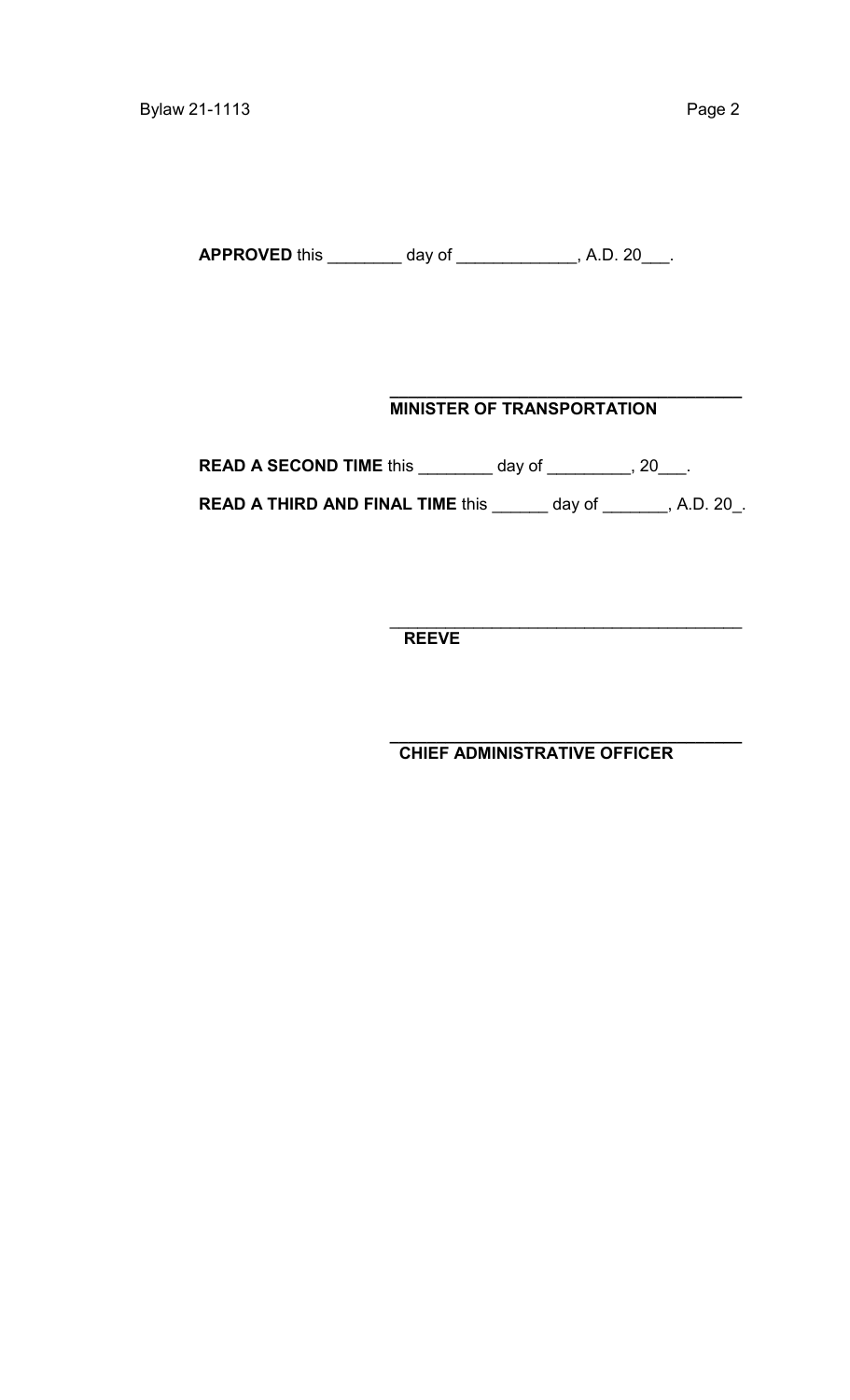**APPROVED** this ________ day of _____________, A.D. 20___.

_______________________________________
**MINISTER OF TRANSPORTATION**

**READ A SECOND TIME** this ________ day of _________, 20___.

**READ A THIRD AND FINAL TIME** this ______ day of _______, A.D. 20_.

_______________________________________
**REEVE**

_______________________________________
**CHIEF ADMINISTRATIVE OFFICER**